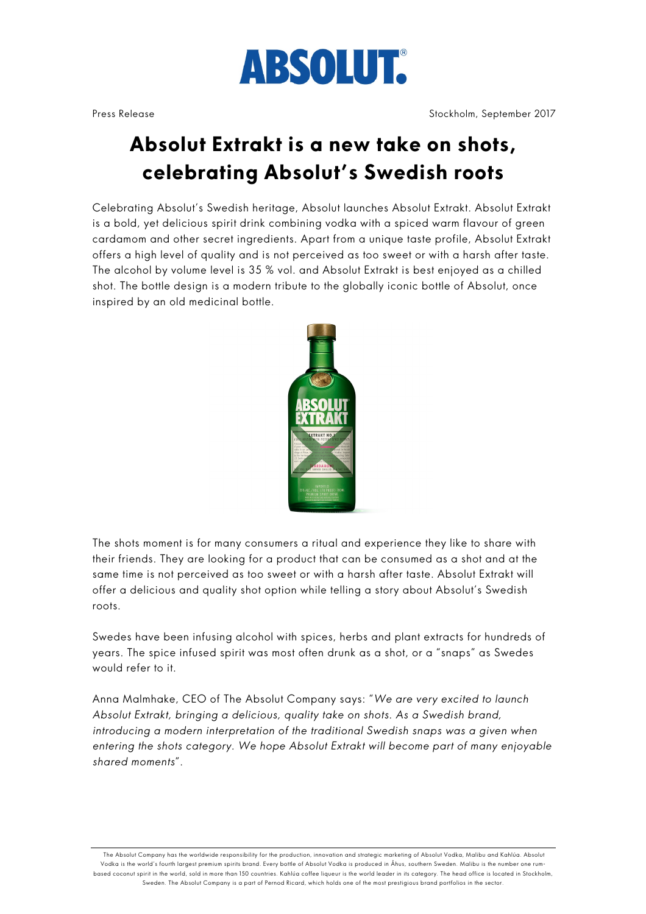ABSOLUT.

Press Release

Stockholm, September 2017

# Absolut Extrakt is a new take on shots, celebrating Absolut's Swedish roots

Celebrating Absolut's Swedish heritage, Absolut launches Absolut Extrakt. Absolut Extrakt is a bold, yet delicious spirit drink combining vodka with a spiced warm flavour of green cardamom and other secret ingredients. Apart from a unique taste profile, Absolut Extrakt offers a high level of quality and is not perceived as too sweet or with a harsh after taste. The alcohol by volume level is 35 % vol. and Absolut Extrakt is best enjoyed as a chilled shot. The bottle design is a modern tribute to the globally iconic bottle of Absolut, once inspired by an old medicinal bottle.

The shots moment is for many consumers a ritual and experience they like to share with their friends. They are looking for a product that can be consumed as a shot and at the same time is not perceived as too sweet or with a harsh after taste. Absolut Extrakt will offer a delicious and quality shot option while telling a story about Absolut's Swedish roots.

Swedes have been infusing alcohol with spices, herbs and plant extracts for hundreds of years. The spice infused spirit was most often drunk as a shot, or a "snaps" as Swedes would refer to it.

Anna Malmhake, CEO of The Absolut Company says: "*We are very excited to launch Absolut Extrakt, bringing a delicious, quality take on shots. As a Swedish brand, introducing a modern interpretation of the traditional Swedish snaps was a given when entering the shots category. We hope Absolut Extrakt will become part of many enjoyable shared moments*".

The Absolut Company has the worldwide responsibility for the production, innovation and strategic marketing of Absolut Vodka, Malibu and Kahlúa. Absolut Vodka is the world's fourth largest premium spirits brand. Every bottle of Absolut Vodka is produced in Åhus, southern Sweden. Malibu is the number one rum-based coconut spirit in the world, sold in more than 150 countries. Kahlúa coffee liqueur is the world leader in its category. The head office is located in Stockholm, Sweden. The Absolut Company is a part of Pernod Ricard, which holds one of the most prestigious brand portfolios in the sector.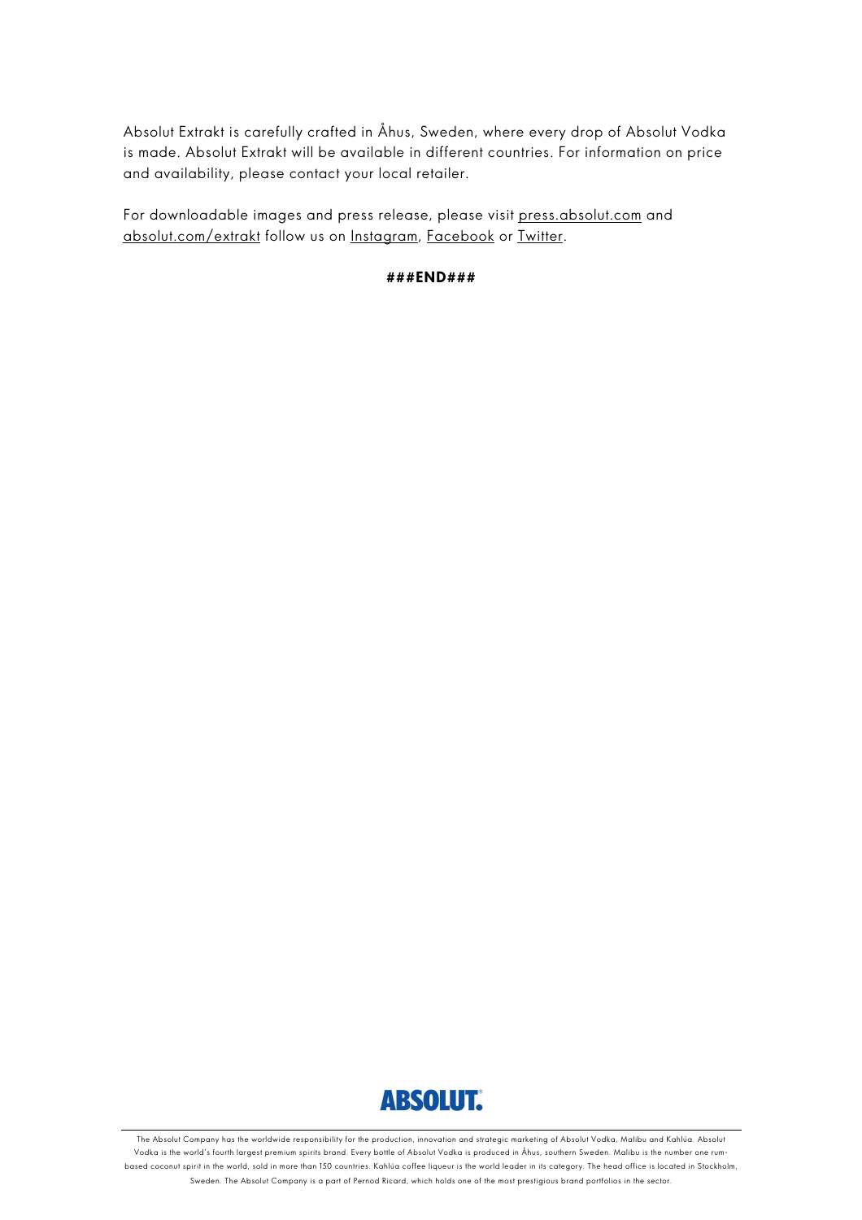Absolut Extrakt is carefully crafted in Åhus, Sweden, where every drop of Absolut Vodka is made. Absolut Extrakt will be available in different countries. For information on price and availability, please contact your local retailer.

For downloadable images and press release, please visit press.absolut.com and absolut.com/extrakt follow us on Instagram, Facebook or Twitter.

**###END###**

ABSOLUT.

The Absolut Company has the worldwide responsibility for the production, innovation and strategic marketing of Absolut Vodka, Malibu and Kahlúa. Absolut Vodka is the world's fourth largest premium spirits brand. Every bottle of Absolut Vodka is produced in Åhus, southern Sweden. Malibu is the number one rum-based coconut spirit in the world, sold in more than 150 countries. Kahlúa coffee liqueur is the world leader in its category. The head office is located in Stockholm, Sweden. The Absolut Company is a part of Pernod Ricard, which holds one of the most prestigious brand portfolios in the sector.